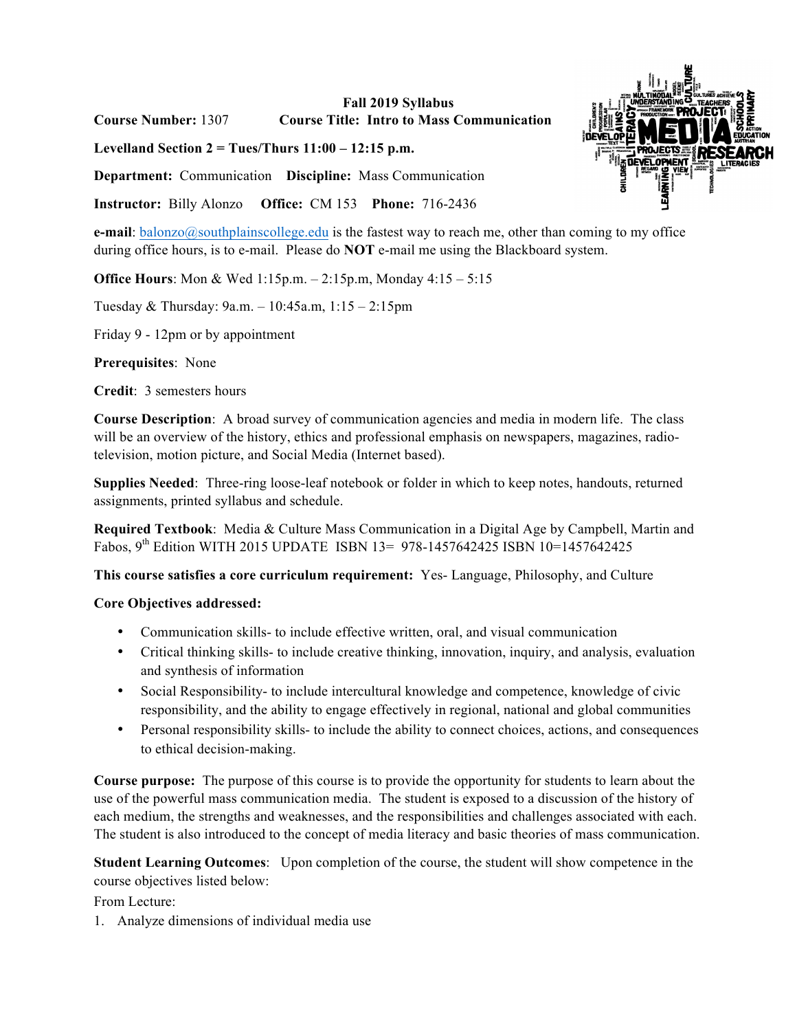**Fall 2019 Syllabus**

**Course Number:** 1307 **Course Title: Intro to Mass Communication**

**Levelland Section 2 = Tues/Thurs 11:00 – 12:15 p.m.**

**Department:** Communication **Discipline:** Mass Communication

**Instructor:** Billy Alonzo **Office:** CM 153 **Phone:** 716-2436

**e-mail**: balonzo@southplainscollege.edu is the fastest way to reach me, other than coming to my office during office hours, is to e-mail. Please do **NOT** e-mail me using the Blackboard system.

**Office Hours**: Mon & Wed 1:15p.m. – 2:15p.m, Monday 4:15 – 5:15

Tuesday & Thursday: 9a.m. – 10:45a.m, 1:15 – 2:15pm

Friday 9 - 12pm or by appointment

**Prerequisites**: None

**Credit**: 3 semesters hours

**Course Description**: A broad survey of communication agencies and media in modern life. The class will be an overview of the history, ethics and professional emphasis on newspapers, magazines, radio-television, motion picture, and Social Media (Internet based).

**Supplies Needed**: Three-ring loose-leaf notebook or folder in which to keep notes, handouts, returned assignments, printed syllabus and schedule.

**Required Textbook**: Media & Culture Mass Communication in a Digital Age by Campbell, Martin and Fabos, 9th Edition WITH 2015 UPDATE ISBN 13= 978-1457642425 ISBN 10=1457642425

**This course satisfies a core curriculum requirement:** Yes- Language, Philosophy, and Culture

**Core Objectives addressed:**

- Communication skills- to include effective written, oral, and visual communication
- Critical thinking skills- to include creative thinking, innovation, inquiry, and analysis, evaluation and synthesis of information
- Social Responsibility- to include intercultural knowledge and competence, knowledge of civic responsibility, and the ability to engage effectively in regional, national and global communities
- Personal responsibility skills- to include the ability to connect choices, actions, and consequences to ethical decision-making.

**Course purpose:** The purpose of this course is to provide the opportunity for students to learn about the use of the powerful mass communication media. The student is exposed to a discussion of the history of each medium, the strengths and weaknesses, and the responsibilities and challenges associated with each. The student is also introduced to the concept of media literacy and basic theories of mass communication.

**Student Learning Outcomes**: Upon completion of the course, the student will show competence in the course objectives listed below:

From Lecture:

1. Analyze dimensions of individual media use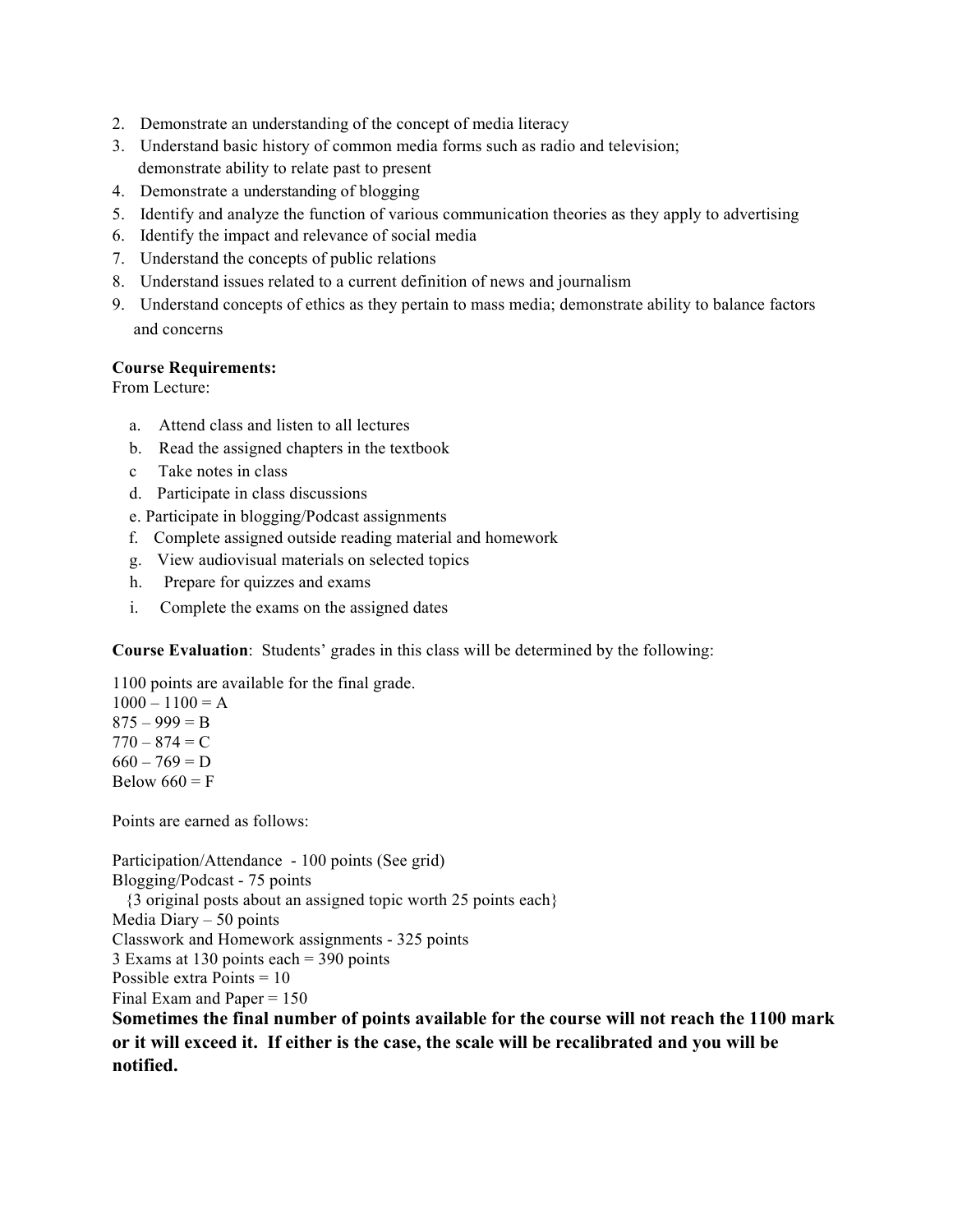2. Demonstrate an understanding of the concept of media literacy
3. Understand basic history of common media forms such as radio and television; demonstrate ability to relate past to present
4. Demonstrate a understanding of blogging
5. Identify and analyze the function of various communication theories as they apply to advertising
6. Identify the impact and relevance of social media
7. Understand the concepts of public relations
8. Understand issues related to a current definition of news and journalism
9. Understand concepts of ethics as they pertain to mass media; demonstrate ability to balance factors and concerns

**Course Requirements:**
From Lecture:

a. Attend class and listen to all lectures
b. Read the assigned chapters in the textbook
c Take notes in class
d. Participate in class discussions
e. Participate in blogging/Podcast assignments
f. Complete assigned outside reading material and homework
g. View audiovisual materials on selected topics
h. Prepare for quizzes and exams
i. Complete the exams on the assigned dates

**Course Evaluation**: Students' grades in this class will be determined by the following:

1100 points are available for the final grade.
1000 – 1100 = A
875 – 999 = B
770 – 874 = C
660 – 769 = D
Below 660 = F

Points are earned as follows:

Participation/Attendance - 100 points (See grid)
Blogging/Podcast - 75 points
{3 original posts about an assigned topic worth 25 points each}
Media Diary – 50 points
Classwork and Homework assignments - 325 points
3 Exams at 130 points each = 390 points
Possible extra Points = 10
Final Exam and Paper = 150

**Sometimes the final number of points available for the course will not reach the 1100 mark or it will exceed it. If either is the case, the scale will be recalibrated and you will be notified.**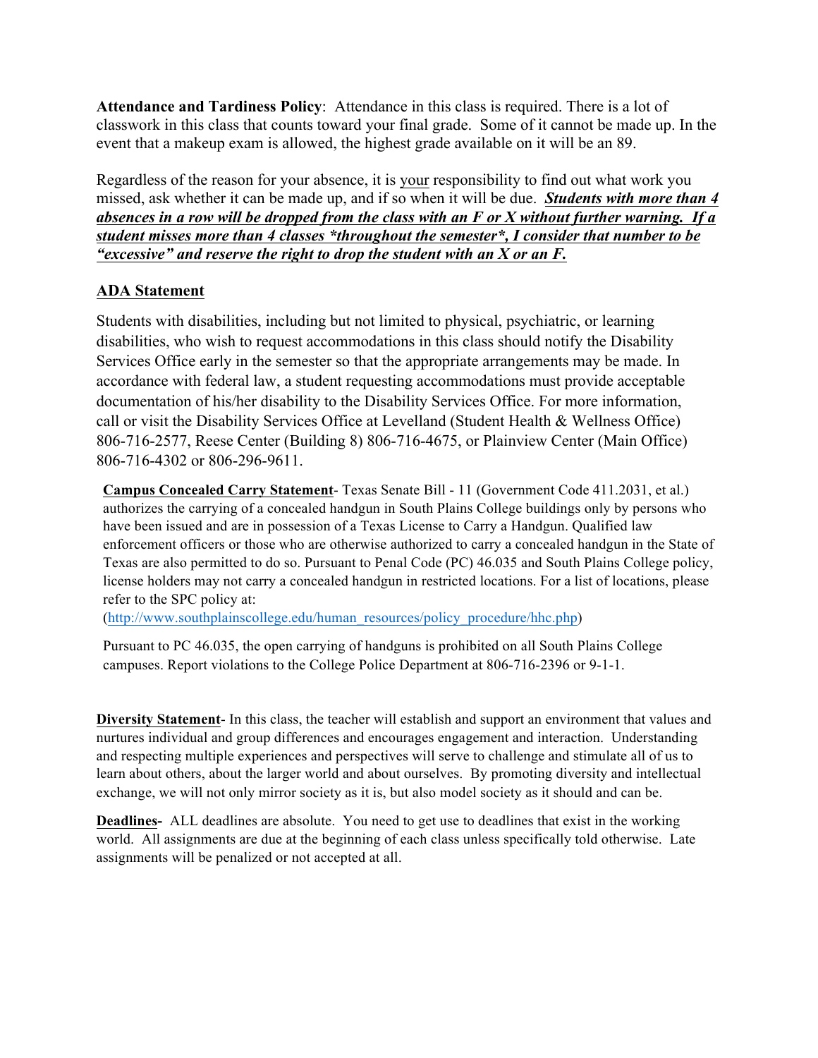**Attendance and Tardiness Policy**: Attendance in this class is required. There is a lot of classwork in this class that counts toward your final grade. Some of it cannot be made up. In the event that a makeup exam is allowed, the highest grade available on it will be an 89.

Regardless of the reason for your absence, it is your responsibility to find out what work you missed, ask whether it can be made up, and if so when it will be due. ***Students with more than 4 absences in a row will be dropped from the class with an F or X without further warning. If a student misses more than 4 classes *throughout the semester*, I consider that number to be "excessive" and reserve the right to drop the student with an X or an F.***

## ADA Statement

Students with disabilities, including but not limited to physical, psychiatric, or learning disabilities, who wish to request accommodations in this class should notify the Disability Services Office early in the semester so that the appropriate arrangements may be made. In accordance with federal law, a student requesting accommodations must provide acceptable documentation of his/her disability to the Disability Services Office. For more information, call or visit the Disability Services Office at Levelland (Student Health & Wellness Office) 806-716-2577, Reese Center (Building 8) 806-716-4675, or Plainview Center (Main Office) 806-716-4302 or 806-296-9611.

**Campus Concealed Carry Statement**- Texas Senate Bill - 11 (Government Code 411.2031, et al.) authorizes the carrying of a concealed handgun in South Plains College buildings only by persons who have been issued and are in possession of a Texas License to Carry a Handgun. Qualified law enforcement officers or those who are otherwise authorized to carry a concealed handgun in the State of Texas are also permitted to do so. Pursuant to Penal Code (PC) 46.035 and South Plains College policy, license holders may not carry a concealed handgun in restricted locations. For a list of locations, please refer to the SPC policy at:
(http://www.southplainscollege.edu/human_resources/policy_procedure/hhc.php)

Pursuant to PC 46.035, the open carrying of handguns is prohibited on all South Plains College campuses. Report violations to the College Police Department at 806-716-2396 or 9-1-1.

**Diversity Statement**- In this class, the teacher will establish and support an environment that values and nurtures individual and group differences and encourages engagement and interaction. Understanding and respecting multiple experiences and perspectives will serve to challenge and stimulate all of us to learn about others, about the larger world and about ourselves. By promoting diversity and intellectual exchange, we will not only mirror society as it is, but also model society as it should and can be.

**Deadlines-** ALL deadlines are absolute. You need to get use to deadlines that exist in the working world. All assignments are due at the beginning of each class unless specifically told otherwise. Late assignments will be penalized or not accepted at all.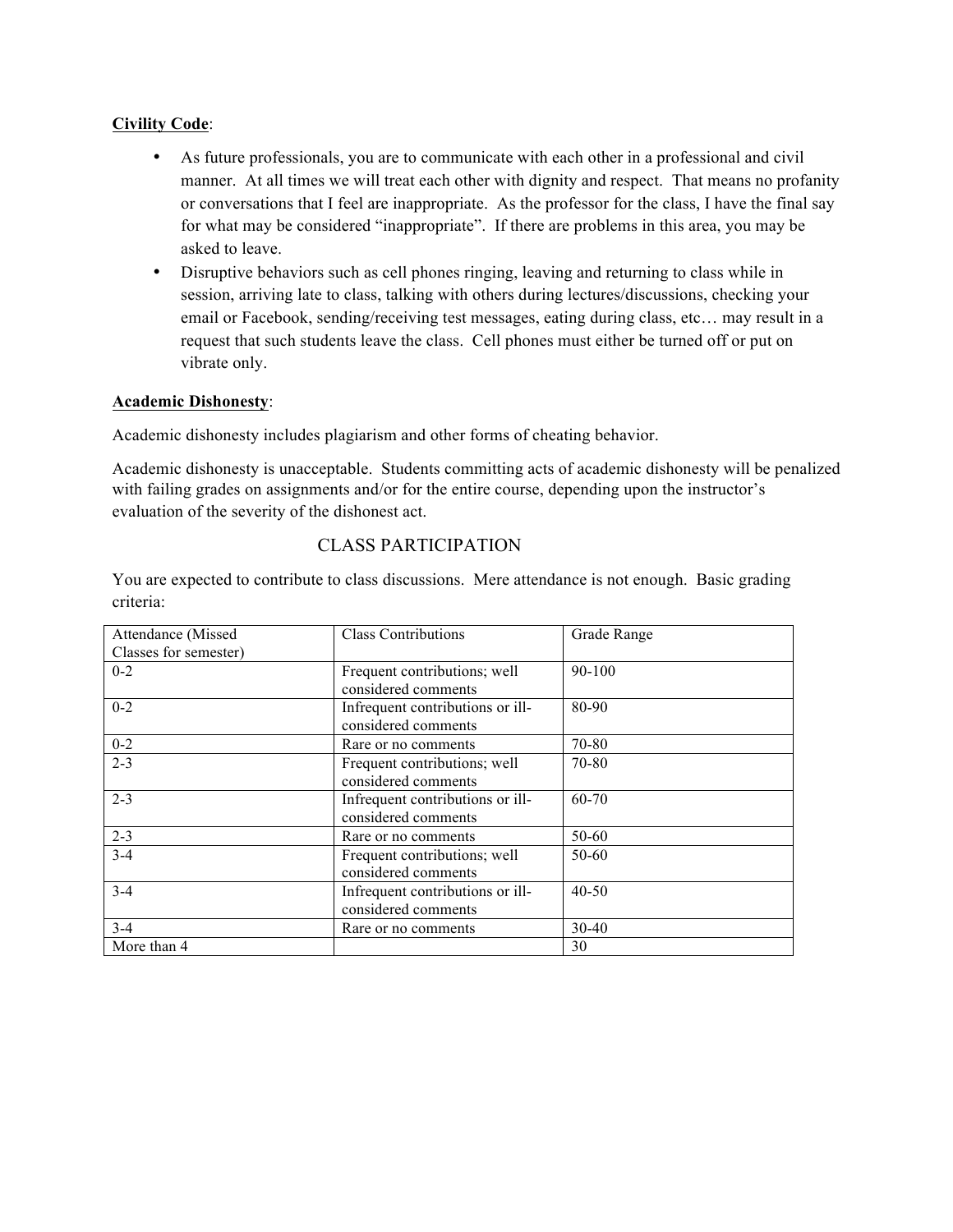**Civility Code**:

- As future professionals, you are to communicate with each other in a professional and civil manner. At all times we will treat each other with dignity and respect. That means no profanity or conversations that I feel are inappropriate. As the professor for the class, I have the final say for what may be considered "inappropriate". If there are problems in this area, you may be asked to leave.
- Disruptive behaviors such as cell phones ringing, leaving and returning to class while in session, arriving late to class, talking with others during lectures/discussions, checking your email or Facebook, sending/receiving test messages, eating during class, etc… may result in a request that such students leave the class. Cell phones must either be turned off or put on vibrate only.

**Academic Dishonesty**:

Academic dishonesty includes plagiarism and other forms of cheating behavior.

Academic dishonesty is unacceptable. Students committing acts of academic dishonesty will be penalized with failing grades on assignments and/or for the entire course, depending upon the instructor's evaluation of the severity of the dishonest act.

## CLASS PARTICIPATION

You are expected to contribute to class discussions. Mere attendance is not enough. Basic grading criteria:

| Attendance (Missed Classes for semester) | Class Contributions | Grade Range |
|---|---|---|
| 0-2 | Frequent contributions; well considered comments | 90-100 |
| 0-2 | Infrequent contributions or ill-considered comments | 80-90 |
| 0-2 | Rare or no comments | 70-80 |
| 2-3 | Frequent contributions; well considered comments | 70-80 |
| 2-3 | Infrequent contributions or ill-considered comments | 60-70 |
| 2-3 | Rare or no comments | 50-60 |
| 3-4 | Frequent contributions; well considered comments | 50-60 |
| 3-4 | Infrequent contributions or ill-considered comments | 40-50 |
| 3-4 | Rare or no comments | 30-40 |
| More than 4 | | 30 |